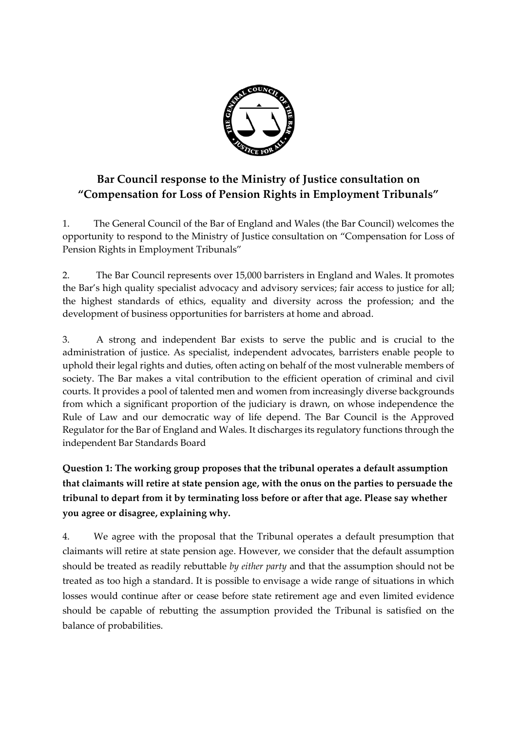# Bar Council response to the Ministry of Justice consultation on "Compensation for Loss of Pension Rights in Employment Tribunals"

1. The General Council of the Bar of England and Wales (the Bar Council) welcomes the opportunity to respond to the Ministry of Justice consultation on "Compensation for Loss of Pension Rights in Employment Tribunals"

2. The Bar Council represents over 15,000 barristers in England and Wales. It promotes the Bar's high quality specialist advocacy and advisory services; fair access to justice for all; the highest standards of ethics, equality and diversity across the profession; and the development of business opportunities for barristers at home and abroad.

3. A strong and independent Bar exists to serve the public and is crucial to the administration of justice. As specialist, independent advocates, barristers enable people to uphold their legal rights and duties, often acting on behalf of the most vulnerable members of society. The Bar makes a vital contribution to the efficient operation of criminal and civil courts. It provides a pool of talented men and women from increasingly diverse backgrounds from which a significant proportion of the judiciary is drawn, on whose independence the Rule of Law and our democratic way of life depend. The Bar Council is the Approved Regulator for the Bar of England and Wales. It discharges its regulatory functions through the independent Bar Standards Board

**Question 1: The working group proposes that the tribunal operates a default assumption that claimants will retire at state pension age, with the onus on the parties to persuade the tribunal to depart from it by terminating loss before or after that age. Please say whether you agree or disagree, explaining why.**

4. We agree with the proposal that the Tribunal operates a default presumption that claimants will retire at state pension age. However, we consider that the default assumption should be treated as readily rebuttable *by either party* and that the assumption should not be treated as too high a standard. It is possible to envisage a wide range of situations in which losses would continue after or cease before state retirement age and even limited evidence should be capable of rebutting the assumption provided the Tribunal is satisfied on the balance of probabilities.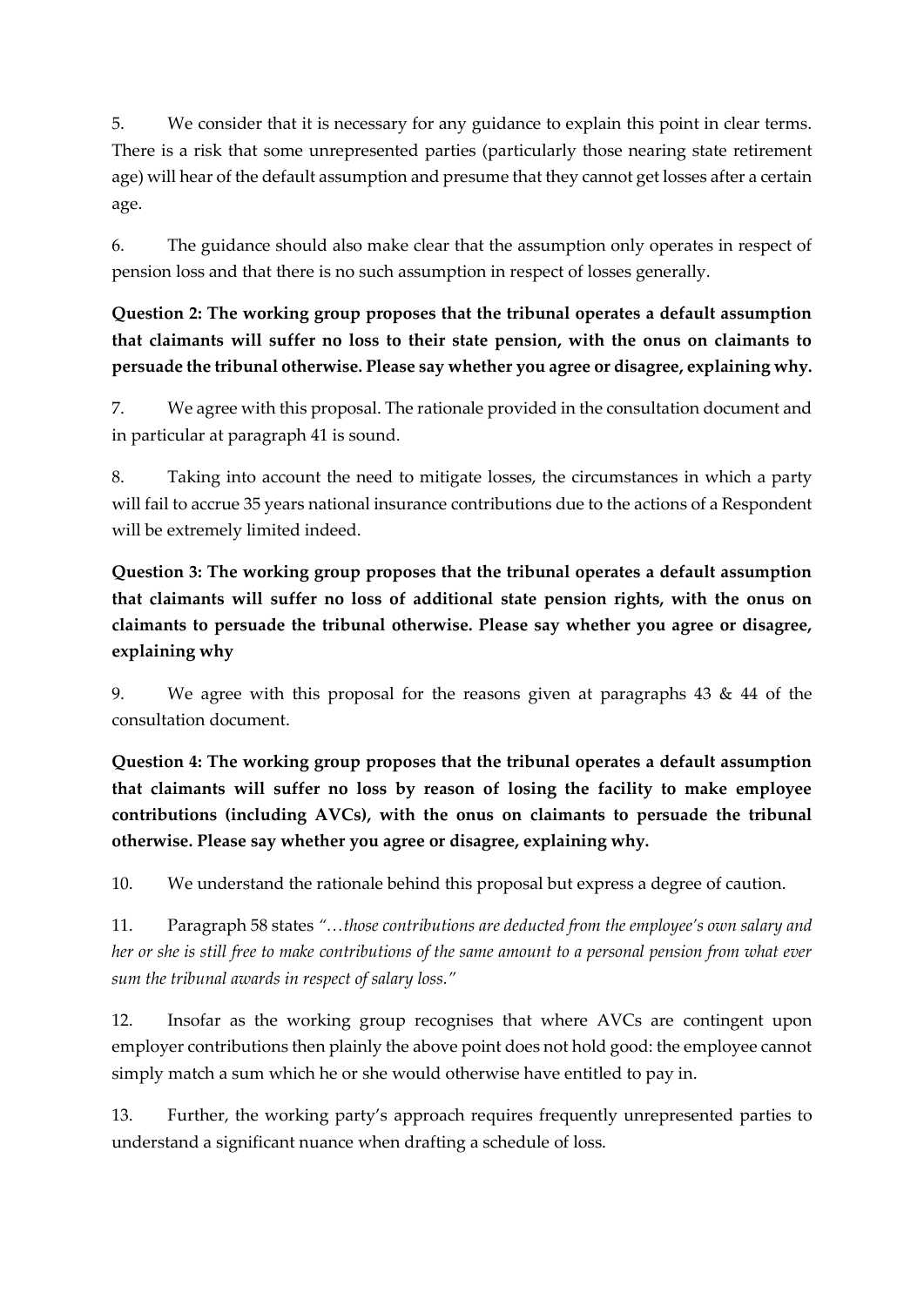5. We consider that it is necessary for any guidance to explain this point in clear terms. There is a risk that some unrepresented parties (particularly those nearing state retirement age) will hear of the default assumption and presume that they cannot get losses after a certain age.

6. The guidance should also make clear that the assumption only operates in respect of pension loss and that there is no such assumption in respect of losses generally.

**Question 2: The working group proposes that the tribunal operates a default assumption that claimants will suffer no loss to their state pension, with the onus on claimants to persuade the tribunal otherwise. Please say whether you agree or disagree, explaining why.**

7. We agree with this proposal. The rationale provided in the consultation document and in particular at paragraph 41 is sound.

8. Taking into account the need to mitigate losses, the circumstances in which a party will fail to accrue 35 years national insurance contributions due to the actions of a Respondent will be extremely limited indeed.

**Question 3: The working group proposes that the tribunal operates a default assumption that claimants will suffer no loss of additional state pension rights, with the onus on claimants to persuade the tribunal otherwise. Please say whether you agree or disagree, explaining why**

9. We agree with this proposal for the reasons given at paragraphs 43 & 44 of the consultation document.

**Question 4: The working group proposes that the tribunal operates a default assumption that claimants will suffer no loss by reason of losing the facility to make employee contributions (including AVCs), with the onus on claimants to persuade the tribunal otherwise. Please say whether you agree or disagree, explaining why.**

10. We understand the rationale behind this proposal but express a degree of caution.

11. Paragraph 58 states *"…those contributions are deducted from the employee's own salary and her or she is still free to make contributions of the same amount to a personal pension from what ever sum the tribunal awards in respect of salary loss."*

12. Insofar as the working group recognises that where AVCs are contingent upon employer contributions then plainly the above point does not hold good: the employee cannot simply match a sum which he or she would otherwise have entitled to pay in.

13. Further, the working party's approach requires frequently unrepresented parties to understand a significant nuance when drafting a schedule of loss.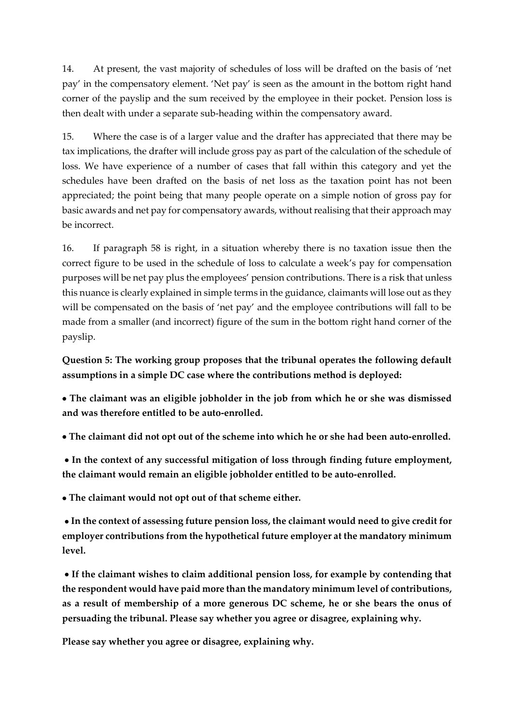14. At present, the vast majority of schedules of loss will be drafted on the basis of 'net pay' in the compensatory element. 'Net pay' is seen as the amount in the bottom right hand corner of the payslip and the sum received by the employee in their pocket. Pension loss is then dealt with under a separate sub-heading within the compensatory award.

15. Where the case is of a larger value and the drafter has appreciated that there may be tax implications, the drafter will include gross pay as part of the calculation of the schedule of loss. We have experience of a number of cases that fall within this category and yet the schedules have been drafted on the basis of net loss as the taxation point has not been appreciated; the point being that many people operate on a simple notion of gross pay for basic awards and net pay for compensatory awards, without realising that their approach may be incorrect.

16. If paragraph 58 is right, in a situation whereby there is no taxation issue then the correct figure to be used in the schedule of loss to calculate a week's pay for compensation purposes will be net pay plus the employees' pension contributions. There is a risk that unless this nuance is clearly explained in simple terms in the guidance, claimants will lose out as they will be compensated on the basis of 'net pay' and the employee contributions will fall to be made from a smaller (and incorrect) figure of the sum in the bottom right hand corner of the payslip.

**Question 5: The working group proposes that the tribunal operates the following default assumptions in a simple DC case where the contributions method is deployed:**

- **The claimant was an eligible jobholder in the job from which he or she was dismissed and was therefore entitled to be auto-enrolled.**
- **The claimant did not opt out of the scheme into which he or she had been auto-enrolled.**
- **In the context of any successful mitigation of loss through finding future employment, the claimant would remain an eligible jobholder entitled to be auto-enrolled.**
- **The claimant would not opt out of that scheme either.**
- **In the context of assessing future pension loss, the claimant would need to give credit for employer contributions from the hypothetical future employer at the mandatory minimum level.**
- **If the claimant wishes to claim additional pension loss, for example by contending that the respondent would have paid more than the mandatory minimum level of contributions, as a result of membership of a more generous DC scheme, he or she bears the onus of persuading the tribunal. Please say whether you agree or disagree, explaining why.**

**Please say whether you agree or disagree, explaining why.**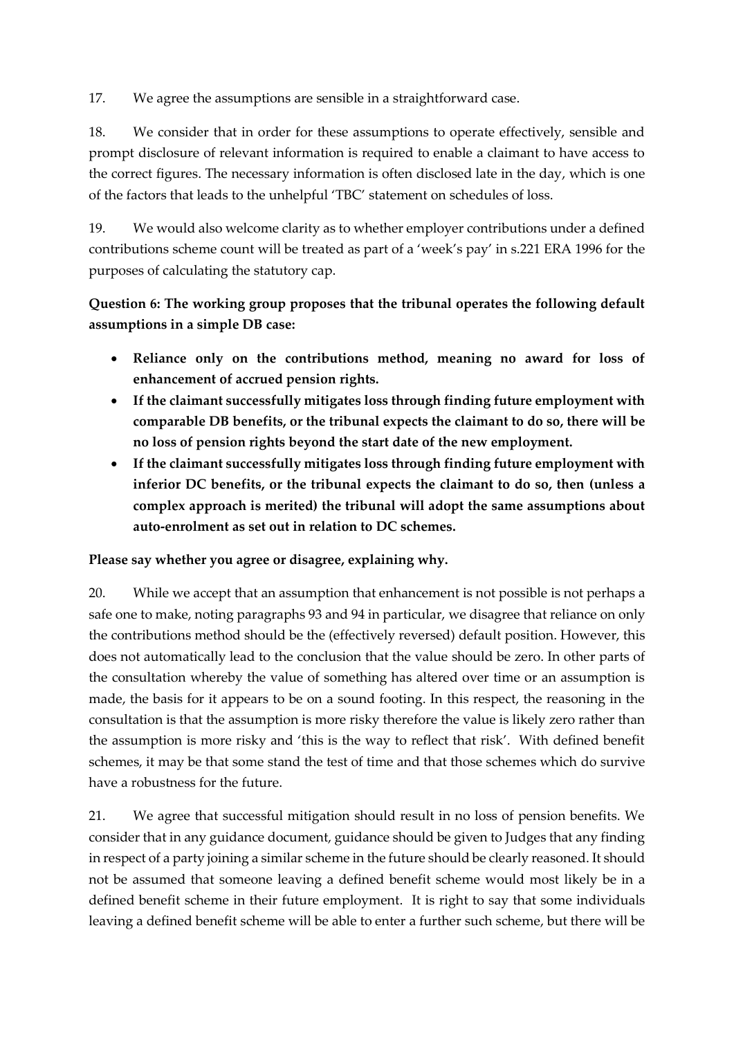17. We agree the assumptions are sensible in a straightforward case.

18. We consider that in order for these assumptions to operate effectively, sensible and prompt disclosure of relevant information is required to enable a claimant to have access to the correct figures. The necessary information is often disclosed late in the day, which is one of the factors that leads to the unhelpful 'TBC' statement on schedules of loss.

19. We would also welcome clarity as to whether employer contributions under a defined contributions scheme count will be treated as part of a 'week's pay' in s.221 ERA 1996 for the purposes of calculating the statutory cap.

**Question 6: The working group proposes that the tribunal operates the following default assumptions in a simple DB case:**

- **Reliance only on the contributions method, meaning no award for loss of enhancement of accrued pension rights.**
- **If the claimant successfully mitigates loss through finding future employment with comparable DB benefits, or the tribunal expects the claimant to do so, there will be no loss of pension rights beyond the start date of the new employment.**
- **If the claimant successfully mitigates loss through finding future employment with inferior DC benefits, or the tribunal expects the claimant to do so, then (unless a complex approach is merited) the tribunal will adopt the same assumptions about auto-enrolment as set out in relation to DC schemes.**

**Please say whether you agree or disagree, explaining why.**

20. While we accept that an assumption that enhancement is not possible is not perhaps a safe one to make, noting paragraphs 93 and 94 in particular, we disagree that reliance on only the contributions method should be the (effectively reversed) default position. However, this does not automatically lead to the conclusion that the value should be zero. In other parts of the consultation whereby the value of something has altered over time or an assumption is made, the basis for it appears to be on a sound footing. In this respect, the reasoning in the consultation is that the assumption is more risky therefore the value is likely zero rather than the assumption is more risky and 'this is the way to reflect that risk'. With defined benefit schemes, it may be that some stand the test of time and that those schemes which do survive have a robustness for the future.

21. We agree that successful mitigation should result in no loss of pension benefits. We consider that in any guidance document, guidance should be given to Judges that any finding in respect of a party joining a similar scheme in the future should be clearly reasoned. It should not be assumed that someone leaving a defined benefit scheme would most likely be in a defined benefit scheme in their future employment. It is right to say that some individuals leaving a defined benefit scheme will be able to enter a further such scheme, but there will be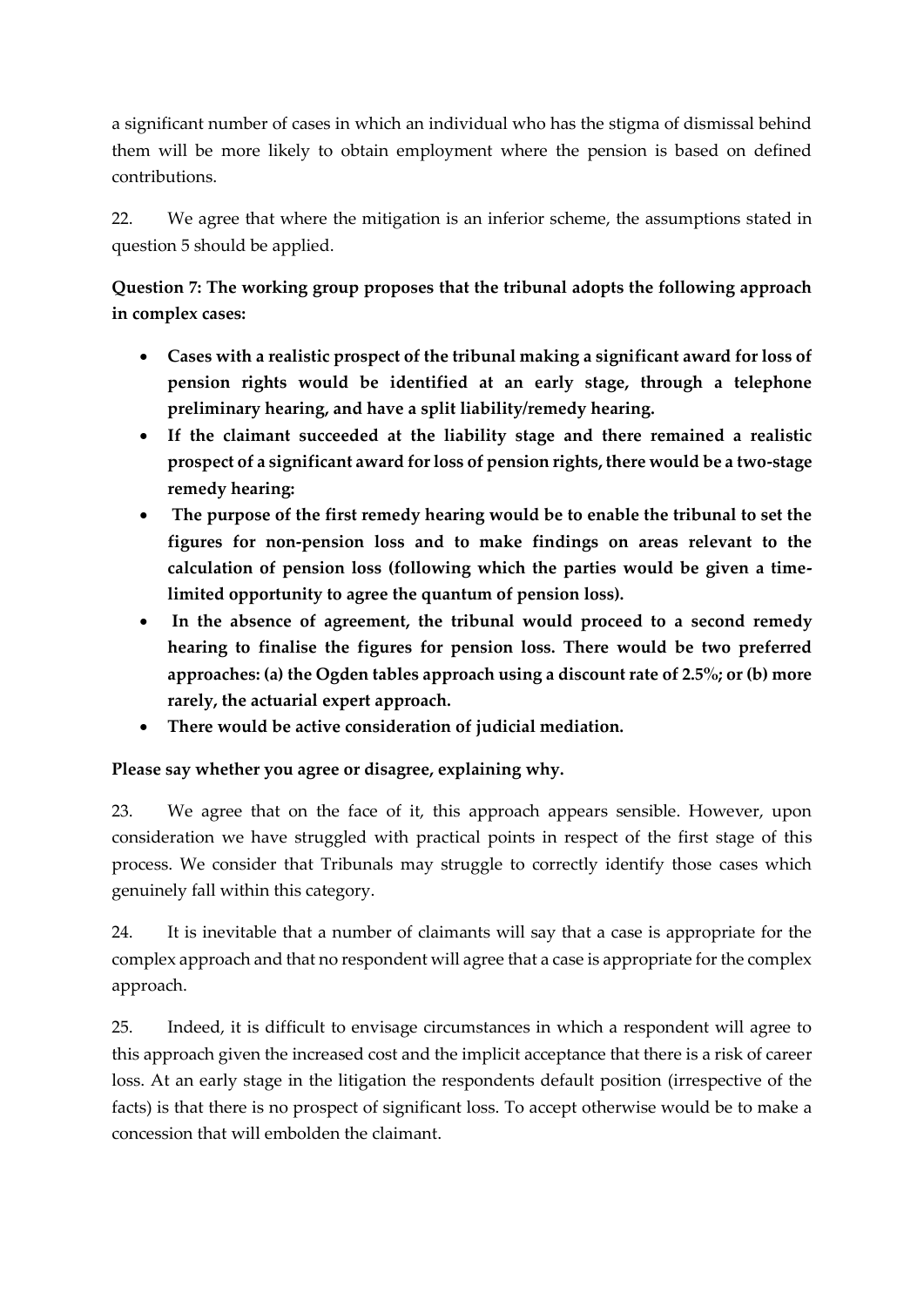a significant number of cases in which an individual who has the stigma of dismissal behind them will be more likely to obtain employment where the pension is based on defined contributions.

22. We agree that where the mitigation is an inferior scheme, the assumptions stated in question 5 should be applied.

**Question 7: The working group proposes that the tribunal adopts the following approach in complex cases:**

- **Cases with a realistic prospect of the tribunal making a significant award for loss of pension rights would be identified at an early stage, through a telephone preliminary hearing, and have a split liability/remedy hearing.**
- **If the claimant succeeded at the liability stage and there remained a realistic prospect of a significant award for loss of pension rights, there would be a two-stage remedy hearing:**
- **The purpose of the first remedy hearing would be to enable the tribunal to set the figures for non-pension loss and to make findings on areas relevant to the calculation of pension loss (following which the parties would be given a time-limited opportunity to agree the quantum of pension loss).**
- **In the absence of agreement, the tribunal would proceed to a second remedy hearing to finalise the figures for pension loss. There would be two preferred approaches: (a) the Ogden tables approach using a discount rate of 2.5%; or (b) more rarely, the actuarial expert approach.**
- **There would be active consideration of judicial mediation.**

**Please say whether you agree or disagree, explaining why.**

23. We agree that on the face of it, this approach appears sensible. However, upon consideration we have struggled with practical points in respect of the first stage of this process. We consider that Tribunals may struggle to correctly identify those cases which genuinely fall within this category.

24. It is inevitable that a number of claimants will say that a case is appropriate for the complex approach and that no respondent will agree that a case is appropriate for the complex approach.

25. Indeed, it is difficult to envisage circumstances in which a respondent will agree to this approach given the increased cost and the implicit acceptance that there is a risk of career loss. At an early stage in the litigation the respondents default position (irrespective of the facts) is that there is no prospect of significant loss. To accept otherwise would be to make a concession that will embolden the claimant.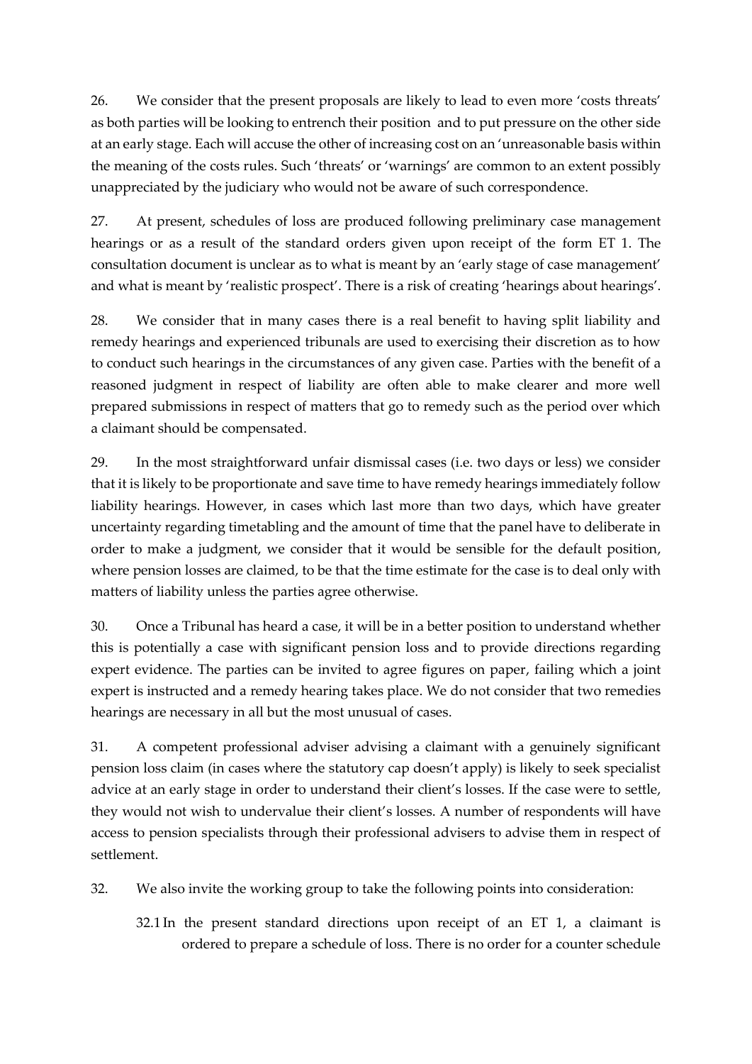26. We consider that the present proposals are likely to lead to even more 'costs threats' as both parties will be looking to entrench their position and to put pressure on the other side at an early stage. Each will accuse the other of increasing cost on an 'unreasonable basis within the meaning of the costs rules. Such 'threats' or 'warnings' are common to an extent possibly unappreciated by the judiciary who would not be aware of such correspondence.

27. At present, schedules of loss are produced following preliminary case management hearings or as a result of the standard orders given upon receipt of the form ET 1. The consultation document is unclear as to what is meant by an 'early stage of case management' and what is meant by 'realistic prospect'. There is a risk of creating 'hearings about hearings'.

28. We consider that in many cases there is a real benefit to having split liability and remedy hearings and experienced tribunals are used to exercising their discretion as to how to conduct such hearings in the circumstances of any given case. Parties with the benefit of a reasoned judgment in respect of liability are often able to make clearer and more well prepared submissions in respect of matters that go to remedy such as the period over which a claimant should be compensated.

29. In the most straightforward unfair dismissal cases (i.e. two days or less) we consider that it is likely to be proportionate and save time to have remedy hearings immediately follow liability hearings. However, in cases which last more than two days, which have greater uncertainty regarding timetabling and the amount of time that the panel have to deliberate in order to make a judgment, we consider that it would be sensible for the default position, where pension losses are claimed, to be that the time estimate for the case is to deal only with matters of liability unless the parties agree otherwise.

30. Once a Tribunal has heard a case, it will be in a better position to understand whether this is potentially a case with significant pension loss and to provide directions regarding expert evidence. The parties can be invited to agree figures on paper, failing which a joint expert is instructed and a remedy hearing takes place. We do not consider that two remedies hearings are necessary in all but the most unusual of cases.

31. A competent professional adviser advising a claimant with a genuinely significant pension loss claim (in cases where the statutory cap doesn't apply) is likely to seek specialist advice at an early stage in order to understand their client's losses. If the case were to settle, they would not wish to undervalue their client's losses. A number of respondents will have access to pension specialists through their professional advisers to advise them in respect of settlement.

32. We also invite the working group to take the following points into consideration:

32.1 In the present standard directions upon receipt of an ET 1, a claimant is ordered to prepare a schedule of loss. There is no order for a counter schedule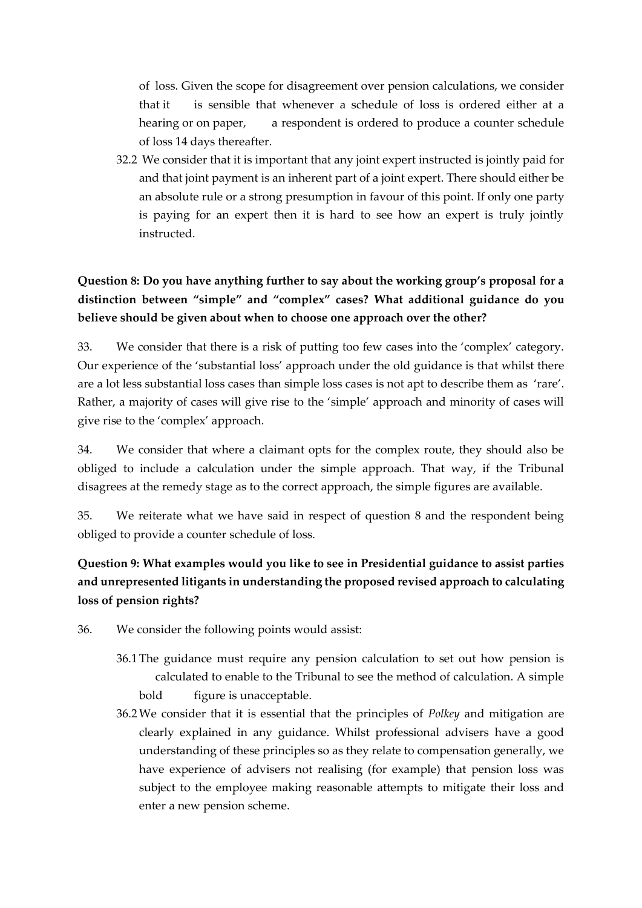of loss. Given the scope for disagreement over pension calculations, we consider that it is sensible that whenever a schedule of loss is ordered either at a hearing or on paper, a respondent is ordered to produce a counter schedule of loss 14 days thereafter.

32.2 We consider that it is important that any joint expert instructed is jointly paid for and that joint payment is an inherent part of a joint expert. There should either be an absolute rule or a strong presumption in favour of this point. If only one party is paying for an expert then it is hard to see how an expert is truly jointly instructed.

**Question 8: Do you have anything further to say about the working group's proposal for a distinction between "simple" and "complex" cases? What additional guidance do you believe should be given about when to choose one approach over the other?**

33. We consider that there is a risk of putting too few cases into the 'complex' category. Our experience of the 'substantial loss' approach under the old guidance is that whilst there are a lot less substantial loss cases than simple loss cases is not apt to describe them as 'rare'. Rather, a majority of cases will give rise to the 'simple' approach and minority of cases will give rise to the 'complex' approach.

34. We consider that where a claimant opts for the complex route, they should also be obliged to include a calculation under the simple approach. That way, if the Tribunal disagrees at the remedy stage as to the correct approach, the simple figures are available.

35. We reiterate what we have said in respect of question 8 and the respondent being obliged to provide a counter schedule of loss.

**Question 9: What examples would you like to see in Presidential guidance to assist parties and unrepresented litigants in understanding the proposed revised approach to calculating loss of pension rights?**

36. We consider the following points would assist:

36.1 The guidance must require any pension calculation to set out how pension is calculated to enable to the Tribunal to see the method of calculation. A simple bold figure is unacceptable.

36.2 We consider that it is essential that the principles of *Polkey* and mitigation are clearly explained in any guidance. Whilst professional advisers have a good understanding of these principles so as they relate to compensation generally, we have experience of advisers not realising (for example) that pension loss was subject to the employee making reasonable attempts to mitigate their loss and enter a new pension scheme.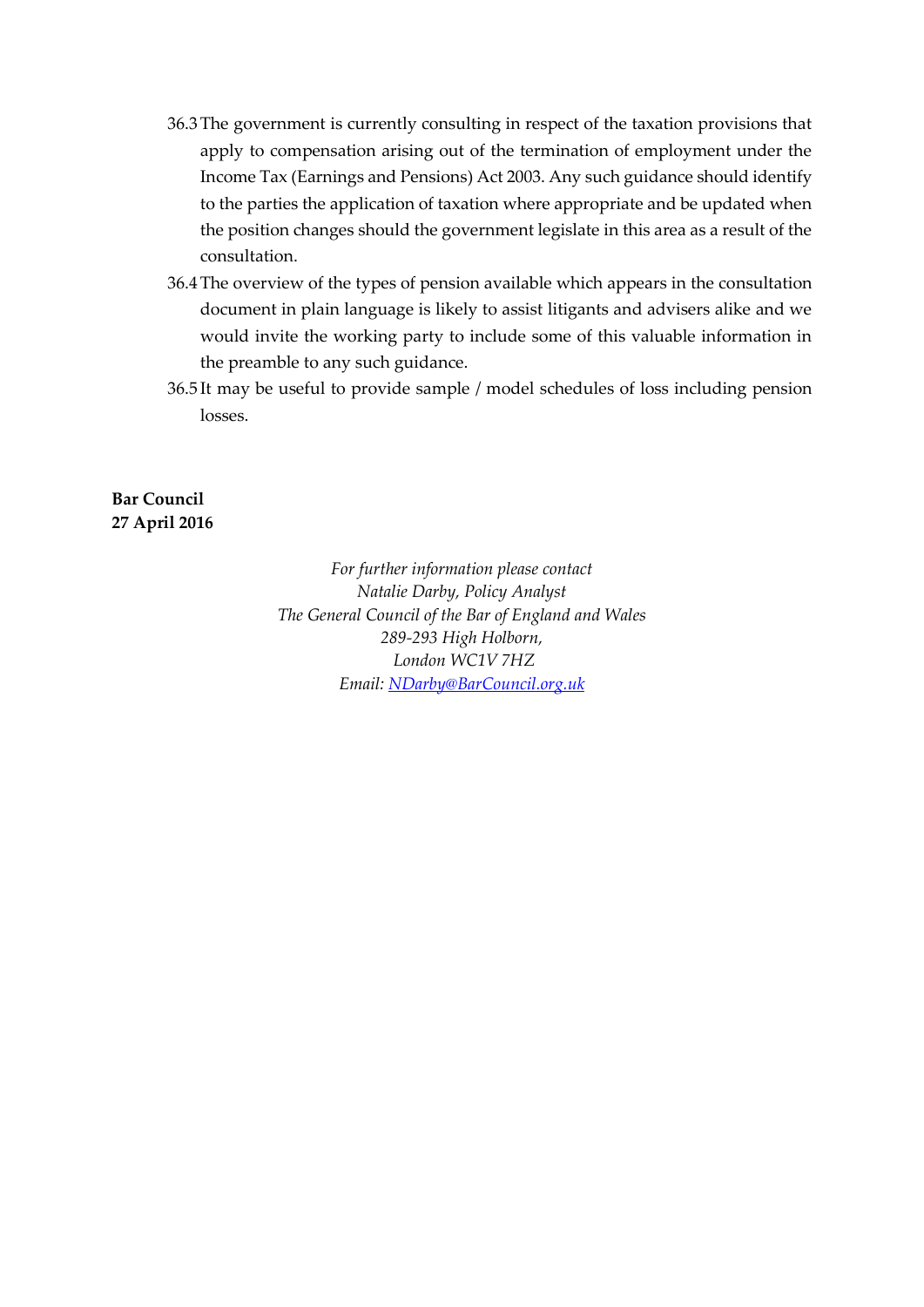36.3 The government is currently consulting in respect of the taxation provisions that apply to compensation arising out of the termination of employment under the Income Tax (Earnings and Pensions) Act 2003. Any such guidance should identify to the parties the application of taxation where appropriate and be updated when the position changes should the government legislate in this area as a result of the consultation.

36.4 The overview of the types of pension available which appears in the consultation document in plain language is likely to assist litigants and advisers alike and we would invite the working party to include some of this valuable information in the preamble to any such guidance.

36.5 It may be useful to provide sample / model schedules of loss including pension losses.

**Bar Council**
**27 April 2016**

*For further information please contact*
*Natalie Darby, Policy Analyst*
*The General Council of the Bar of England and Wales*
*289-293 High Holborn,*
*London WC1V 7HZ*
*Email: NDarby@BarCouncil.org.uk*